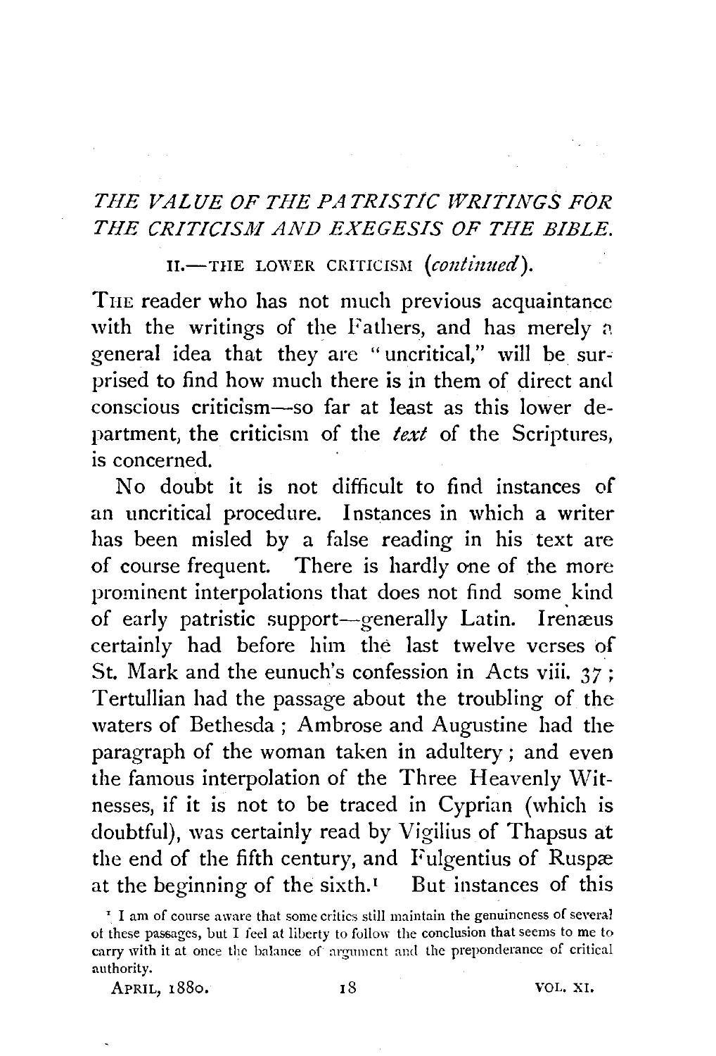# *THE VALUE OF THE PATRISTIC WRITINGS FOR THE CRITICISM AND EXEGESIS OF THE BIBLE.*

## II.—THE LOWER CRITICISM (*continued*).

THE reader who has not much previous acquaintance with the writings of the Fathers, and has merely a general idea that they are "uncritical," will be surprised to find how much there is in them of direct and conscious criticism—so far at least as this lower department, the criticism of the *text* of the Scriptures, is concerned.

No doubt it is not difficult to find instances of an uncritical procedure. Instances in which a writer has been misled by a false reading in his text are of course frequent. There is hardly one of the more prominent interpolations that does not find some kind of early patristic support—generally Latin. Irenæus certainly had before him the last twelve verses of St. Mark and the eunuch's confession in Acts viii. 37; Tertullian had the passage about the troubling of the waters of Bethesda; Ambrose and Augustine had the paragraph of the woman taken in adultery; and even the famous interpolation of the Three Heavenly Witnesses, if it is not to be traced in Cyprian (which is doubtful), was certainly read by Vigilius of Thapsus at the end of the fifth century, and Fulgentius of Ruspæ at the beginning of the sixth.[1] But instances of this

[1] I am of course aware that some critics still maintain the genuineness of several of these passages, but I feel at liberty to follow the conclusion that seems to me to carry with it at once the balance of argument and the preponderance of critical authority.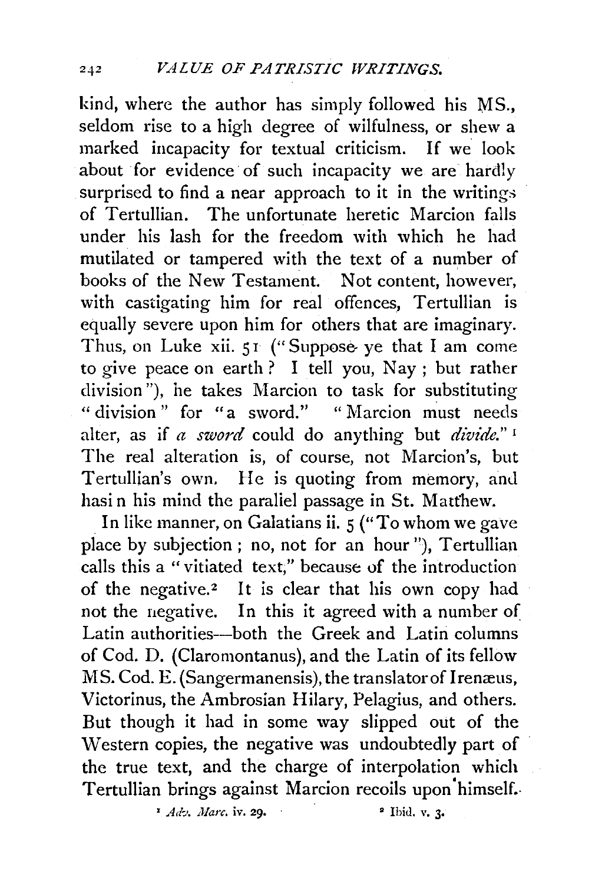kind, where the author has simply followed his MS., seldom rise to a high degree of wilfulness, or shew a marked incapacity for textual criticism. If we look about for evidence of such incapacity we are hardly surprised to find a near approach to it in the writings of Tertullian. The unfortunate heretic Marcion falls under his lash for the freedom with which he had mutilated or tampered with the text of a number of books of the New Testament. Not content, however, with castigating him for real offences, Tertullian is equally severe upon him for others that are imaginary. Thus, on Luke xii. 51 ("Suppose ye that I am come to give peace on earth? I tell you, Nay; but rather division"), he takes Marcion to task for substituting "division" for "a sword." "Marcion must needs alter, as if *a sword* could do anything but *divide*."[1] The real alteration is, of course, not Marcion's, but Tertullian's own. He is quoting from memory, and hasi n his mind the parallel passage in St. Matthew.

In like manner, on Galatians ii. 5 ("To whom we gave place by subjection; no, not for an hour"), Tertullian calls this a "vitiated text," because of the introduction of the negative.[2] It is clear that his own copy had not the negative. In this it agreed with a number of Latin authorities—both the Greek and Latin columns of Cod. D. (Claromontanus), and the Latin of its fellow MS. Cod. E. (Sangermanensis), the translator of Irenæus, Victorinus, the Ambrosian Hilary, Pelagius, and others. But though it had in some way slipped out of the Western copies, the negative was undoubtedly part of the true text, and the charge of interpolation which Tertullian brings against Marcion recoils upon himself.

[1] *Adv. Marc.* iv. 29.

[2] Ibid. v. 3.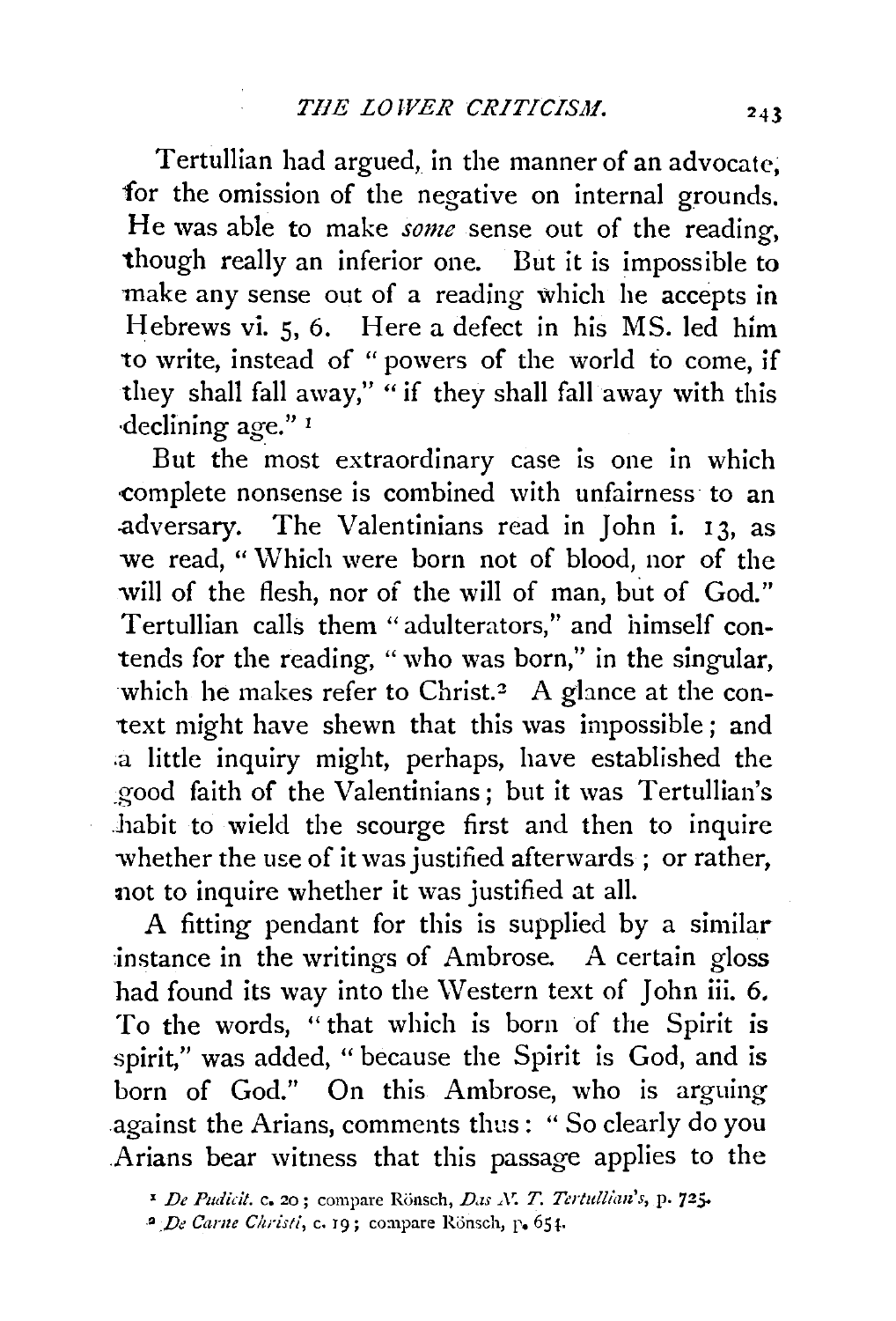Tertullian had argued, in the manner of an advocate, for the omission of the negative on internal grounds. He was able to make *some* sense out of the reading, though really an inferior one. But it is impossible to make any sense out of a reading which he accepts in Hebrews vi. 5, 6. Here a defect in his MS. led him to write, instead of "powers of the world to come, if they shall fall away," "if they shall fall away with this declining age." [1]

But the most extraordinary case is one in which complete nonsense is combined with unfairness to an adversary. The Valentinians read in John i. 13, as we read, "Which were born not of blood, nor of the will of the flesh, nor of the will of man, but of God." Tertullian calls them "adulterators," and himself contends for the reading, "who was born," in the singular, which he makes refer to Christ.[2] A glance at the context might have shewn that this was impossible; and a little inquiry might, perhaps, have established the good faith of the Valentinians; but it was Tertullian's habit to wield the scourge first and then to inquire whether the use of it was justified afterwards; or rather, not to inquire whether it was justified at all.

A fitting pendant for this is supplied by a similar instance in the writings of Ambrose. A certain gloss had found its way into the Western text of John iii. 6. To the words, "that which is born of the Spirit is spirit," was added, "because the Spirit is God, and is born of God." On this Ambrose, who is arguing against the Arians, comments thus: "So clearly do you Arians bear witness that this passage applies to the

[1] *De Pudicit.* c. 20; compare Rönsch, *Das N. T. Tertullian's*, p. 725.

[2] *De Carne Christi*, c. 19; compare Rönsch, p. 654.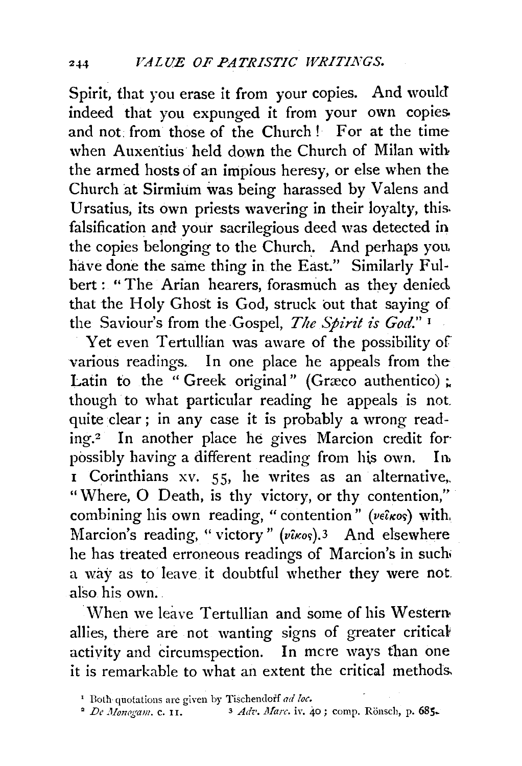Spirit, that you erase it from your copies. And would indeed that you expunged it from your own copies and not from those of the Church! For at the time when Auxentius held down the Church of Milan with the armed hosts of an impious heresy, or else when the Church at Sirmium was being harassed by Valens and Ursatius, its own priests wavering in their loyalty, this falsification and your sacrilegious deed was detected in the copies belonging to the Church. And perhaps you have done the same thing in the East." Similarly Fulbert: "The Arian hearers, forasmuch as they denied that the Holy Ghost is God, struck out that saying of the Saviour's from the Gospel, *The Spirit is God*."[1]

Yet even Tertullian was aware of the possibility of various readings. In one place he appeals from the Latin to the "Greek original" (Græco authentico); though to what particular reading he appeals is not quite clear; in any case it is probably a wrong reading.[2] In another place he gives Marcion credit for possibly having a different reading from his own. In 1 Corinthians xv. 55, he writes as an alternative, "Where, O Death, is thy victory, or thy contention," combining his own reading, "contention" (νεῖκος) with Marcion's reading, "victory" (νῖκος).[3] And elsewhere he has treated erroneous readings of Marcion's in such a way as to leave it doubtful whether they were not also his own.

When we leave Tertullian and some of his Western allies, there are not wanting signs of greater critical activity and circumspection. In more ways than one it is remarkable to what an extent the critical methods

---

[1] Both quotations are given by Tischendorf *ad loc.*

[2] *De Monogam.* c. 11.

[3] *Adv. Marc.* iv. 40; comp. Rönsch, p. 685.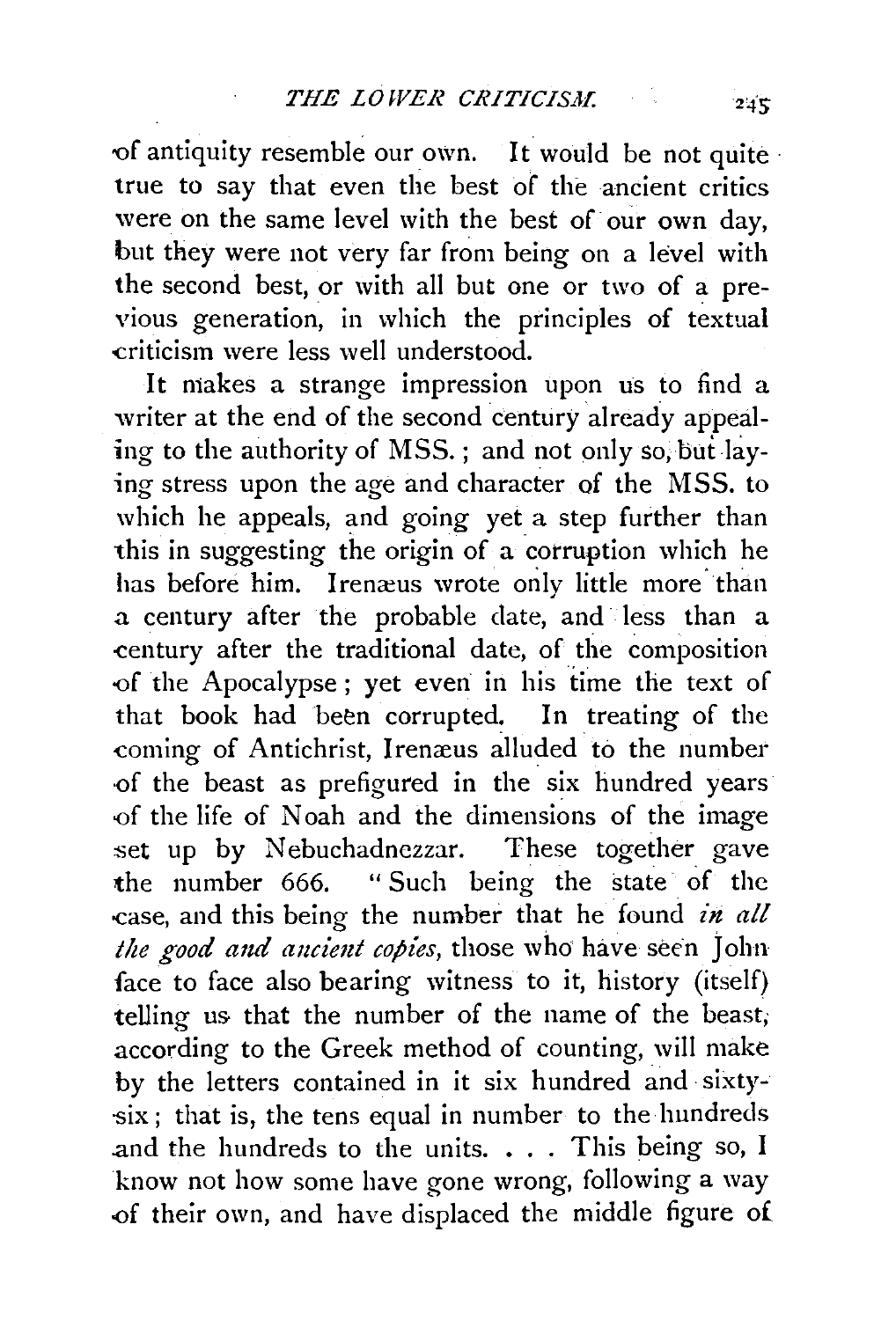of antiquity resemble our own. It would be not quite true to say that even the best of the ancient critics were on the same level with the best of our own day, but they were not very far from being on a level with the second best, or with all but one or two of a previous generation, in which the principles of textual criticism were less well understood.

It makes a strange impression upon us to find a writer at the end of the second century already appealing to the authority of MSS.; and not only so, but laying stress upon the age and character of the MSS. to which he appeals, and going yet a step further than this in suggesting the origin of a corruption which he has before him. Irenæus wrote only little more than a century after the probable date, and less than a century after the traditional date, of the composition of the Apocalypse; yet even in his time the text of that book had been corrupted. In treating of the coming of Antichrist, Irenæus alluded to the number of the beast as prefigured in the six hundred years of the life of Noah and the dimensions of the image set up by Nebuchadnezzar. These together gave the number 666. "Such being the state of the case, and this being the number that he found *in all the good and ancient copies*, those who have seen John face to face also bearing witness to it, history (itself) telling us that the number of the name of the beast, according to the Greek method of counting, will make by the letters contained in it six hundred and sixty-six; that is, the tens equal in number to the hundreds and the hundreds to the units. . . . This being so, I know not how some have gone wrong, following a way of their own, and have displaced the middle figure of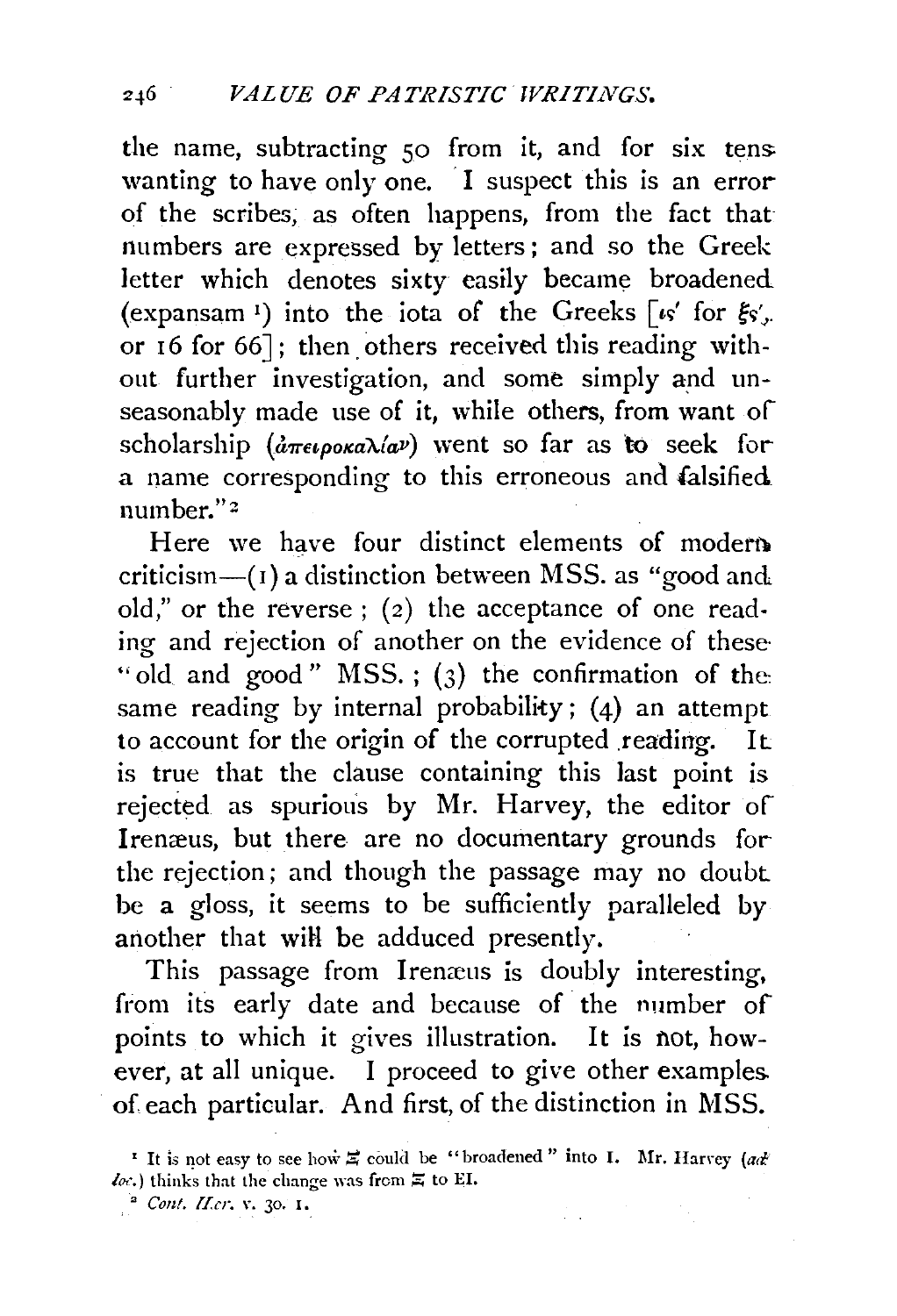the name, subtracting 50 from it, and for six tens wanting to have only one. I suspect this is an error of the scribes, as often happens, from the fact that numbers are expressed by letters; and so the Greek letter which denotes sixty easily became broadened (expansam [1]) into the iota of the Greeks [ιϛ' for ξϛ', or 16 for 66]; then others received this reading without further investigation, and some simply and unseasonably made use of it, while others, from want of scholarship (ἀπειροκαλίαν) went so far as to seek for a name corresponding to this erroneous and falsified number."[2]

Here we have four distinct elements of modern criticism—(1) a distinction between MSS. as "good and old," or the reverse; (2) the acceptance of one reading and rejection of another on the evidence of these "old and good" MSS.; (3) the confirmation of the same reading by internal probability; (4) an attempt to account for the origin of the corrupted reading. It is true that the clause containing this last point is rejected as spurious by Mr. Harvey, the editor of Irenæus, but there are no documentary grounds for the rejection; and though the passage may no doubt be a gloss, it seems to be sufficiently paralleled by another that will be adduced presently.

This passage from Irenæus is doubly interesting, from its early date and because of the number of points to which it gives illustration. It is not, however, at all unique. I proceed to give other examples of each particular. And first, of the distinction in MSS.

[1] It is not easy to see how Ξ could be "broadened" into I. Mr. Harvey (*ad loc.*) thinks that the change was from Ξ to EI.

[2] *Cont. Hær.* v. 30. 1.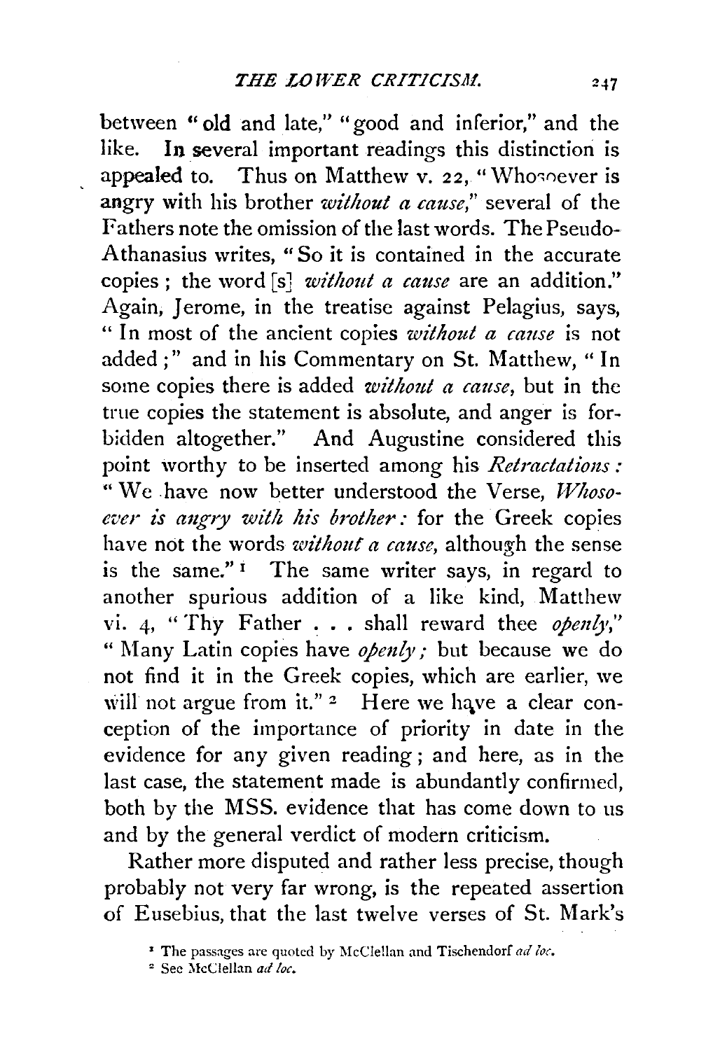between "old and late," "good and inferior," and the like. In several important readings this distinction is appealed to. Thus on Matthew v. 22, "Whosoever is angry with his brother *without a cause*," several of the Fathers note the omission of the last words. The Pseudo-Athanasius writes, "So it is contained in the accurate copies; the word [s] *without a cause* are an addition." Again, Jerome, in the treatise against Pelagius, says, "In most of the ancient copies *without a cause* is not added;" and in his Commentary on St. Matthew, "In some copies there is added *without a cause*, but in the true copies the statement is absolute, and anger is forbidden altogether." And Augustine considered this point worthy to be inserted among his *Retractations*: "We have now better understood the Verse, *Whosoever is angry with his brother*: for the Greek copies have not the words *without a cause*, although the sense is the same."[1] The same writer says, in regard to another spurious addition of a like kind, Matthew vi. 4, "Thy Father . . . shall reward thee *openly*," "Many Latin copies have *openly*; but because we do not find it in the Greek copies, which are earlier, we will not argue from it."[2] Here we have a clear conception of the importance of priority in date in the evidence for any given reading; and here, as in the last case, the statement made is abundantly confirmed, both by the MSS. evidence that has come down to us and by the general verdict of modern criticism.

Rather more disputed and rather less precise, though probably not very far wrong, is the repeated assertion of Eusebius, that the last twelve verses of St. Mark's

[1] The passages are quoted by McClellan and Tischendorf *ad loc.*

[2] See McClellan *ad loc.*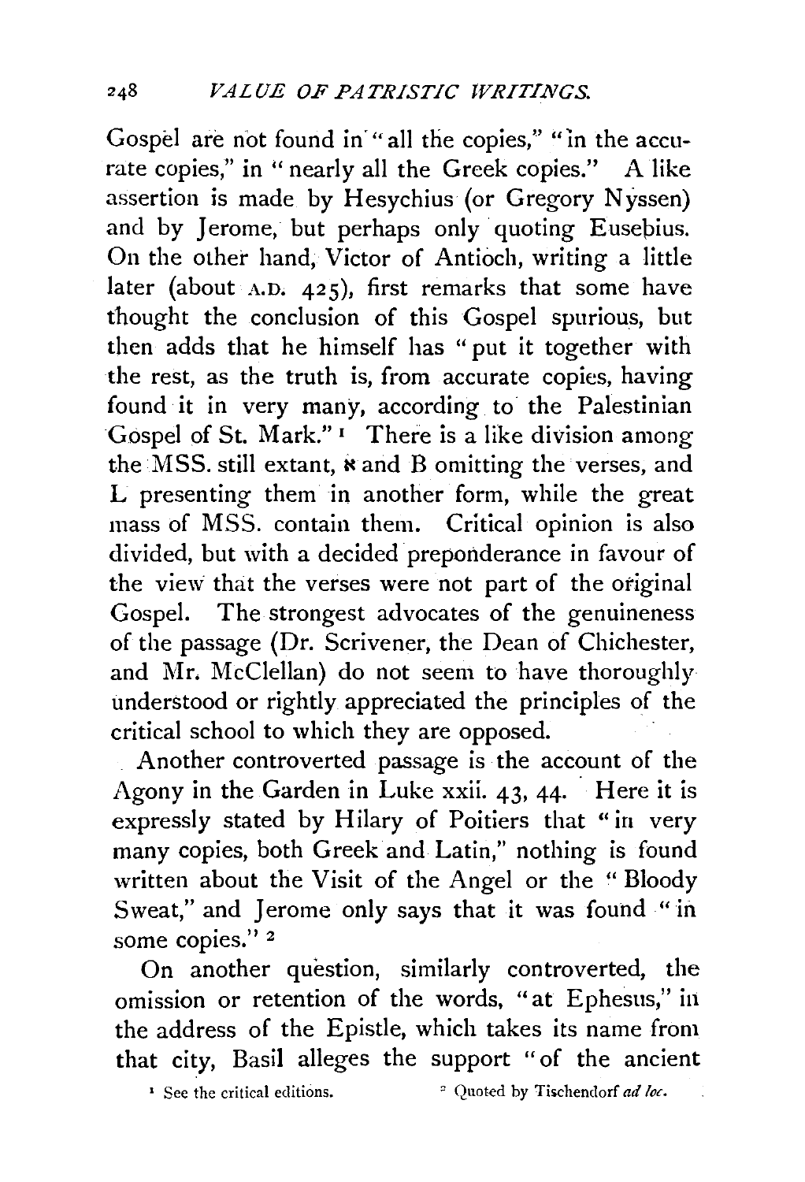Gospel are not found in "all the copies," "in the accurate copies," in "nearly all the Greek copies." A like assertion is made by Hesychius (or Gregory Nyssen) and by Jerome, but perhaps only quoting Eusebius. On the other hand, Victor of Antioch, writing a little later (about A.D. 425), first remarks that some have thought the conclusion of this Gospel spurious, but then adds that he himself has "put it together with the rest, as the truth is, from accurate copies, having found it in very many, according to the Palestinian Gospel of St. Mark."[1] There is a like division among the MSS. still extant, ℵ and B omitting the verses, and L presenting them in another form, while the great mass of MSS. contain them. Critical opinion is also divided, but with a decided preponderance in favour of the view that the verses were not part of the original Gospel. The strongest advocates of the genuineness of the passage (Dr. Scrivener, the Dean of Chichester, and Mr. McClellan) do not seem to have thoroughly understood or rightly appreciated the principles of the critical school to which they are opposed.

Another controverted passage is the account of the Agony in the Garden in Luke xxii. 43, 44. Here it is expressly stated by Hilary of Poitiers that "in very many copies, both Greek and Latin," nothing is found written about the Visit of the Angel or the "Bloody Sweat," and Jerome only says that it was found "in some copies."[2]

On another question, similarly controverted, the omission or retention of the words, "at Ephesus," in the address of the Epistle, which takes its name from that city, Basil alleges the support "of the ancient

[1] See the critical editions.

[2] Quoted by Tischendorf *ad loc.*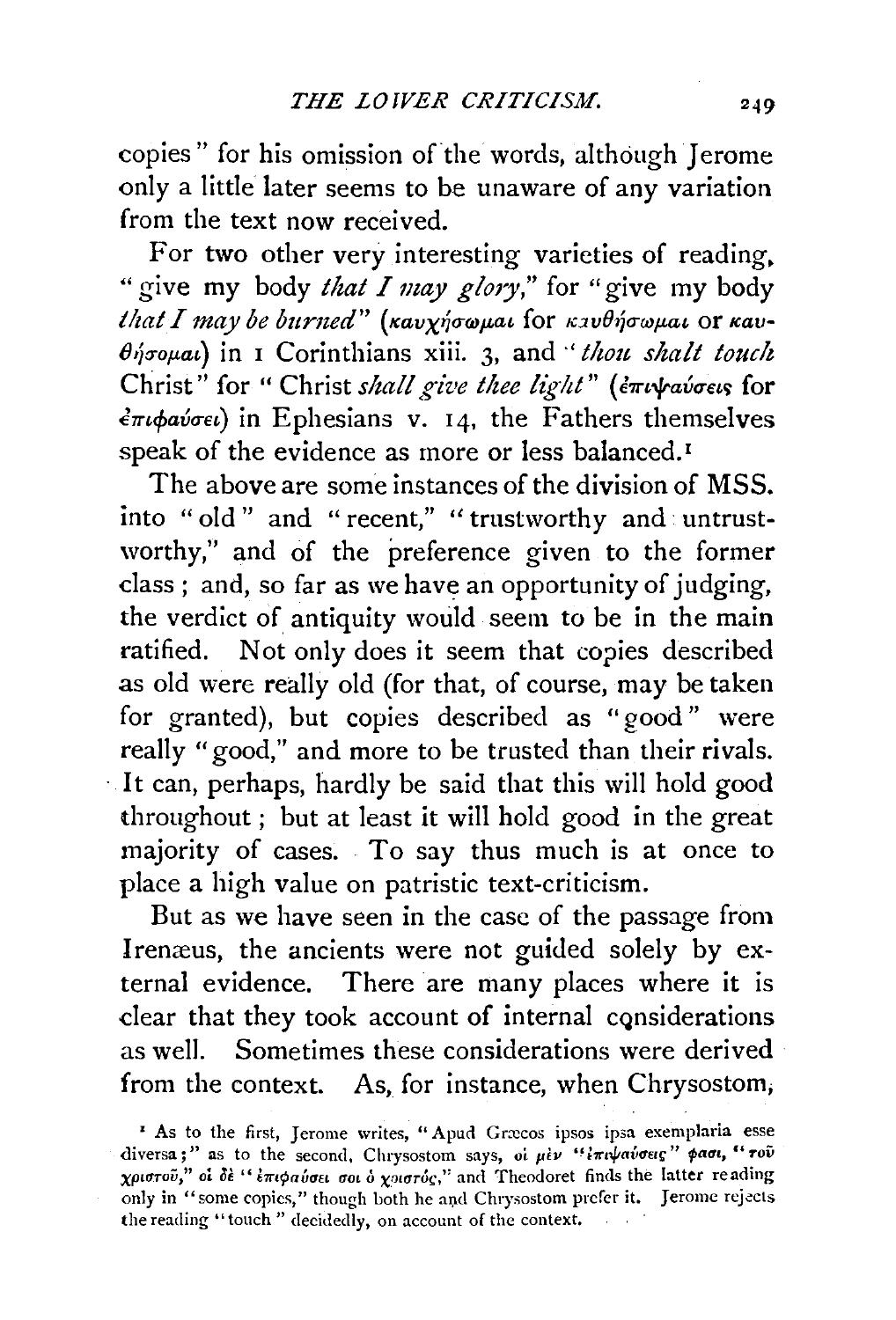copies" for his omission of the words, although Jerome only a little later seems to be unaware of any variation from the text now received.

For two other very interesting varieties of reading, "give my body *that I may glory*," for "give my body *that I may be burned*" (καυχήσωμαι for καυθήσωμαι or καυθήσομαι) in 1 Corinthians xiii. 3, and "*thou shalt touch* Christ" for "Christ *shall give thee light*" (ἐπιψαύσεις for ἐπιφαύσει) in Ephesians v. 14, the Fathers themselves speak of the evidence as more or less balanced.[1]

The above are some instances of the division of MSS. into "old" and "recent," "trustworthy and untrustworthy," and of the preference given to the former class; and, so far as we have an opportunity of judging, the verdict of antiquity would seem to be in the main ratified. Not only does it seem that copies described as old were really old (for that, of course, may be taken for granted), but copies described as "good" were really "good," and more to be trusted than their rivals. It can, perhaps, hardly be said that this will hold good throughout; but at least it will hold good in the great majority of cases. To say thus much is at once to place a high value on patristic text-criticism.

But as we have seen in the case of the passage from Irenæus, the ancients were not guided solely by external evidence. There are many places where it is clear that they took account of internal considerations as well. Sometimes these considerations were derived from the context. As, for instance, when Chrysostom,

[1] As to the first, Jerome writes, "Apud Græcos ipsos ipsa exemplaria esse diversa;" as to the second, Chrysostom says, οἱ μὲν "ἐπιψαύσεις" φασι, "τοῦ χριστοῦ," οἱ δὲ "ἐπιφαύσει σοι ὁ χριστός," and Theodoret finds the latter reading only in "some copies," though both he and Chrysostom prefer it. Jerome rejects the reading "touch" decidedly, on account of the context.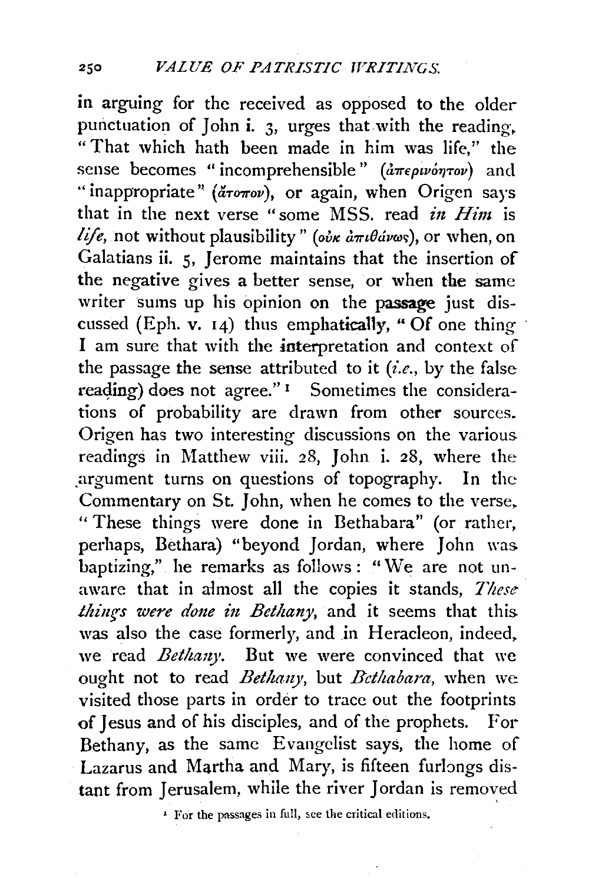in arguing for the received as opposed to the older punctuation of John i. 3, urges that with the reading, "That which hath been made in him was life," the sense becomes "incomprehensible" (ἀπερινόητον) and "inappropriate" (ἄτοπον), or again, when Origen says that in the next verse "some MSS. read *in Him* is *life*, not without plausibility" (οὐκ ἀπιθάνως), or when, on Galatians ii. 5, Jerome maintains that the insertion of the negative gives a better sense, or when the same writer sums up his opinion on the passage just discussed (Eph. v. 14) thus emphatically, "Of one thing I am sure that with the interpretation and context of the passage the sense attributed to it (*i.e.*, by the false reading) does not agree."[1] Sometimes the considerations of probability are drawn from other sources. Origen has two interesting discussions on the various readings in Matthew viii. 28, John i. 28, where the argument turns on questions of topography. In the Commentary on St. John, when he comes to the verse, "These things were done in Bethabara" (or rather, perhaps, Bethara) "beyond Jordan, where John was baptizing," he remarks as follows: "We are not unaware that in almost all the copies it stands, *These things were done in Bethany*, and it seems that this was also the case formerly, and in Heracleon, indeed, we read *Bethany*. But we were convinced that we ought not to read *Bethany*, but *Bethabara*, when we visited those parts in order to trace out the footprints of Jesus and of his disciples, and of the prophets. For Bethany, as the same Evangelist says, the home of Lazarus and Martha and Mary, is fifteen furlongs distant from Jerusalem, while the river Jordan is removed

[1] For the passages in full, see the critical editions.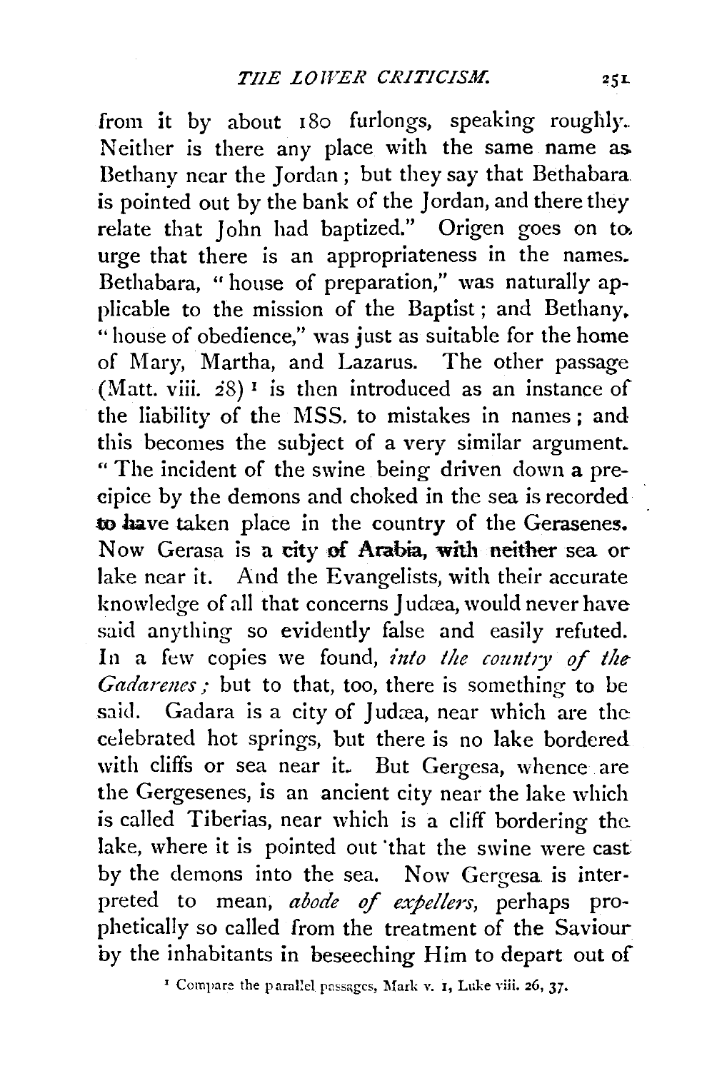from it by about 180 furlongs, speaking roughly. Neither is there any place with the same name as Bethany near the Jordan; but they say that Bethabara is pointed out by the bank of the Jordan, and there they relate that John had baptized." Origen goes on to urge that there is an appropriateness in the names. Bethabara, "house of preparation," was naturally applicable to the mission of the Baptist; and Bethany, "house of obedience," was just as suitable for the home of Mary, Martha, and Lazarus. The other passage (Matt. viii. 28)[1] is then introduced as an instance of the liability of the MSS. to mistakes in names; and this becomes the subject of a very similar argument. "The incident of the swine being driven down a precipice by the demons and choked in the sea is recorded to have taken place in the country of the Gerasenes. Now Gerasa is a city of Arabia, with neither sea or lake near it. And the Evangelists, with their accurate knowledge of all that concerns Judæa, would never have said anything so evidently false and easily refuted. In a few copies we found, *into the country of the Gadarenes;* but to that, too, there is something to be said. Gadara is a city of Judæa, near which are the celebrated hot springs, but there is no lake bordered with cliffs or sea near it. But Gergesa, whence are the Gergesenes, is an ancient city near the lake which is called Tiberias, near which is a cliff bordering the lake, where it is pointed out that the swine were cast by the demons into the sea. Now Gergesa is interpreted to mean, *abode of expellers,* perhaps prophetically so called from the treatment of the Saviour by the inhabitants in beseeching Him to depart out of

[1] Compare the parallel passages, Mark v. 1, Luke viii. 26, 37.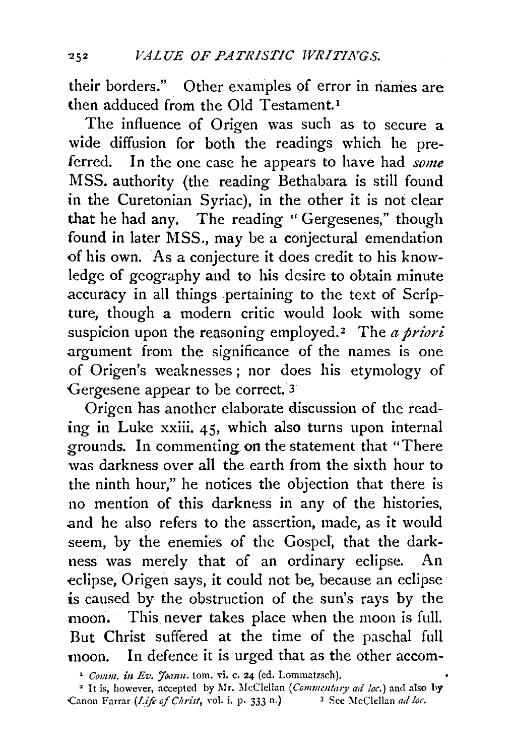their borders." Other examples of error in names are then adduced from the Old Testament.[1]

The influence of Origen was such as to secure a wide diffusion for both the readings which he preferred. In the one case he appears to have had *some* MSS. authority (the reading Bethabara is still found in the Curetonian Syriac), in the other it is not clear that he had any. The reading "Gergesenes," though found in later MSS., may be a conjectural emendation of his own. As a conjecture it does credit to his knowledge of geography and to his desire to obtain minute accuracy in all things pertaining to the text of Scripture, though a modern critic would look with some suspicion upon the reasoning employed.[2] The *a priori* argument from the significance of the names is one of Origen's weaknesses; nor does his etymology of Gergesene appear to be correct.[3]

Origen has another elaborate discussion of the reading in Luke xxiii. 45, which also turns upon internal grounds. In commenting on the statement that "There was darkness over all the earth from the sixth hour to the ninth hour," he notices the objection that there is no mention of this darkness in any of the histories, and he also refers to the assertion, made, as it would seem, by the enemies of the Gospel, that the darkness was merely that of an ordinary eclipse. An eclipse, Origen says, it could not be, because an eclipse is caused by the obstruction of the sun's rays by the moon. This never takes place when the moon is full. But Christ suffered at the time of the paschal full moon. In defence it is urged that as the other accom-

[1] *Comm. in Ev. Joann.* tom. vi. c. 24 (ed. Lommatzsch).

[2] It is, however, accepted by Mr. McClellan (*Commentary ad loc.*) and also by Canon Farrar (*Life of Christ*, vol. i. p. 333 n.)

[3] See McClellan *ad loc.*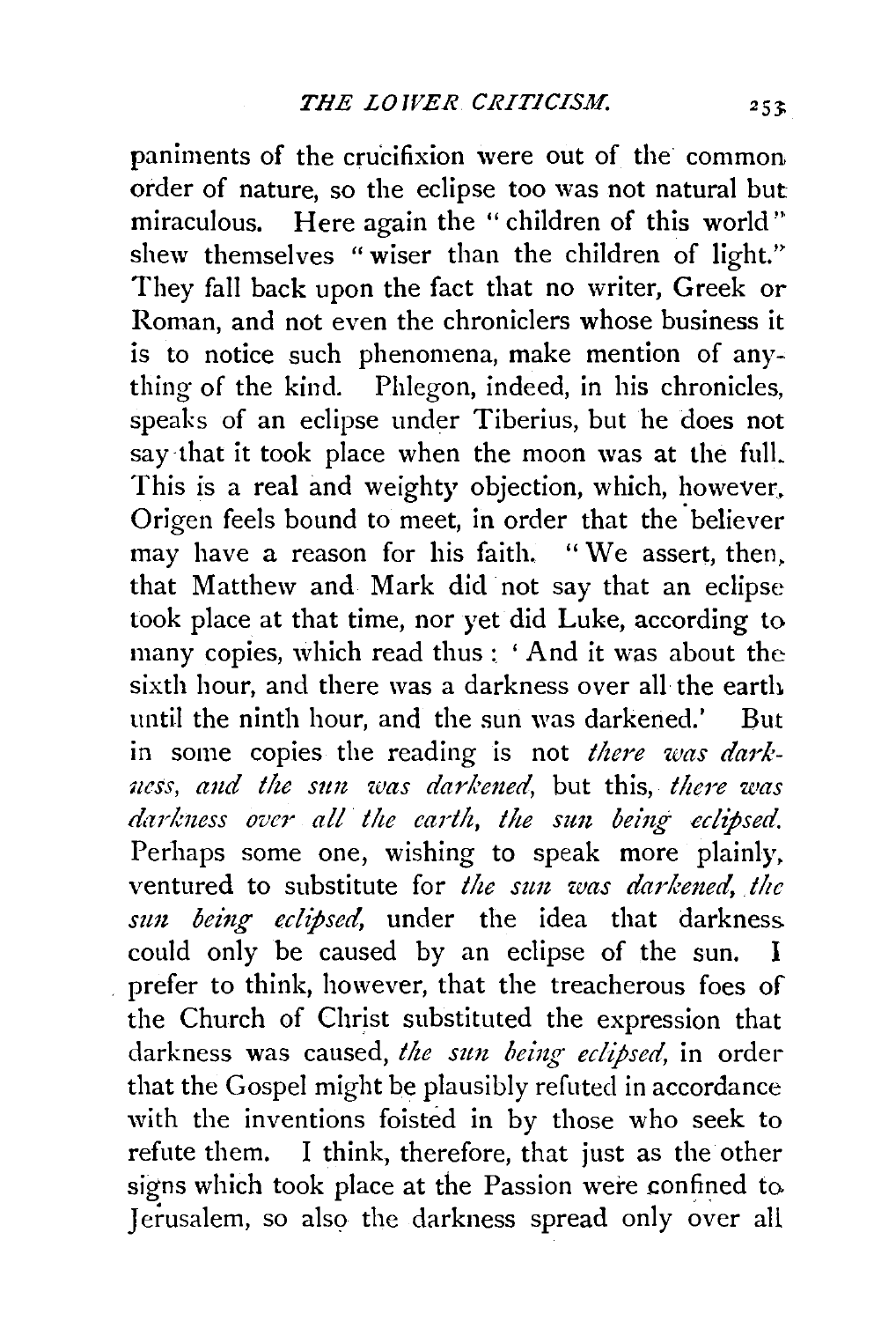paniments of the crucifixion were out of the common order of nature, so the eclipse too was not natural but miraculous. Here again the "children of this world" shew themselves "wiser than the children of light." They fall back upon the fact that no writer, Greek or Roman, and not even the chroniclers whose business it is to notice such phenomena, make mention of anything of the kind. Phlegon, indeed, in his chronicles, speaks of an eclipse under Tiberius, but he does not say that it took place when the moon was at the full. This is a real and weighty objection, which, however, Origen feels bound to meet, in order that the believer may have a reason for his faith. "We assert, then, that Matthew and Mark did not say that an eclipse took place at that time, nor yet did Luke, according to many copies, which read thus: 'And it was about the sixth hour, and there was a darkness over all the earth until the ninth hour, and the sun was darkened.' But in some copies the reading is not *there was darkness, and the sun was darkened,* but this, *there was darkness over all the earth, the sun being eclipsed.* Perhaps some one, wishing to speak more plainly, ventured to substitute for *the sun was darkened, the sun being eclipsed,* under the idea that darkness could only be caused by an eclipse of the sun. I prefer to think, however, that the treacherous foes of the Church of Christ substituted the expression that darkness was caused, *the sun being eclipsed,* in order that the Gospel might be plausibly refuted in accordance with the inventions foisted in by those who seek to refute them. I think, therefore, that just as the other signs which took place at the Passion were confined to Jerusalem, so also the darkness spread only over all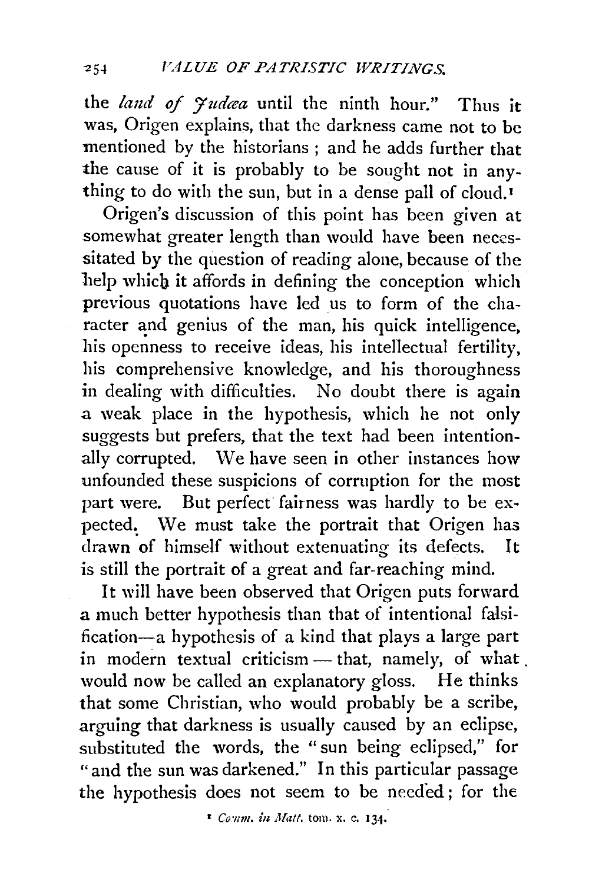the *land of Judæa* until the ninth hour." Thus it was, Origen explains, that the darkness came not to be mentioned by the historians; and he adds further that the cause of it is probably to be sought not in anything to do with the sun, but in a dense pall of cloud.[1]

Origen's discussion of this point has been given at somewhat greater length than would have been necessitated by the question of reading alone, because of the help which it affords in defining the conception which previous quotations have led us to form of the character and genius of the man, his quick intelligence, his openness to receive ideas, his intellectual fertility, his comprehensive knowledge, and his thoroughness in dealing with difficulties. No doubt there is again a weak place in the hypothesis, which he not only suggests but prefers, that the text had been intentionally corrupted. We have seen in other instances how unfounded these suspicions of corruption for the most part were. But perfect fairness was hardly to be expected. We must take the portrait that Origen has drawn of himself without extenuating its defects. It is still the portrait of a great and far-reaching mind.

It will have been observed that Origen puts forward a much better hypothesis than that of intentional falsification—a hypothesis of a kind that plays a large part in modern textual criticism — that, namely, of what would now be called an explanatory gloss. He thinks that some Christian, who would probably be a scribe, arguing that darkness is usually caused by an eclipse, substituted the words, the "sun being eclipsed," for "and the sun was darkened." In this particular passage the hypothesis does not seem to be needed; for the

[1] *Comm. in Matt.* tom. x. c. 134.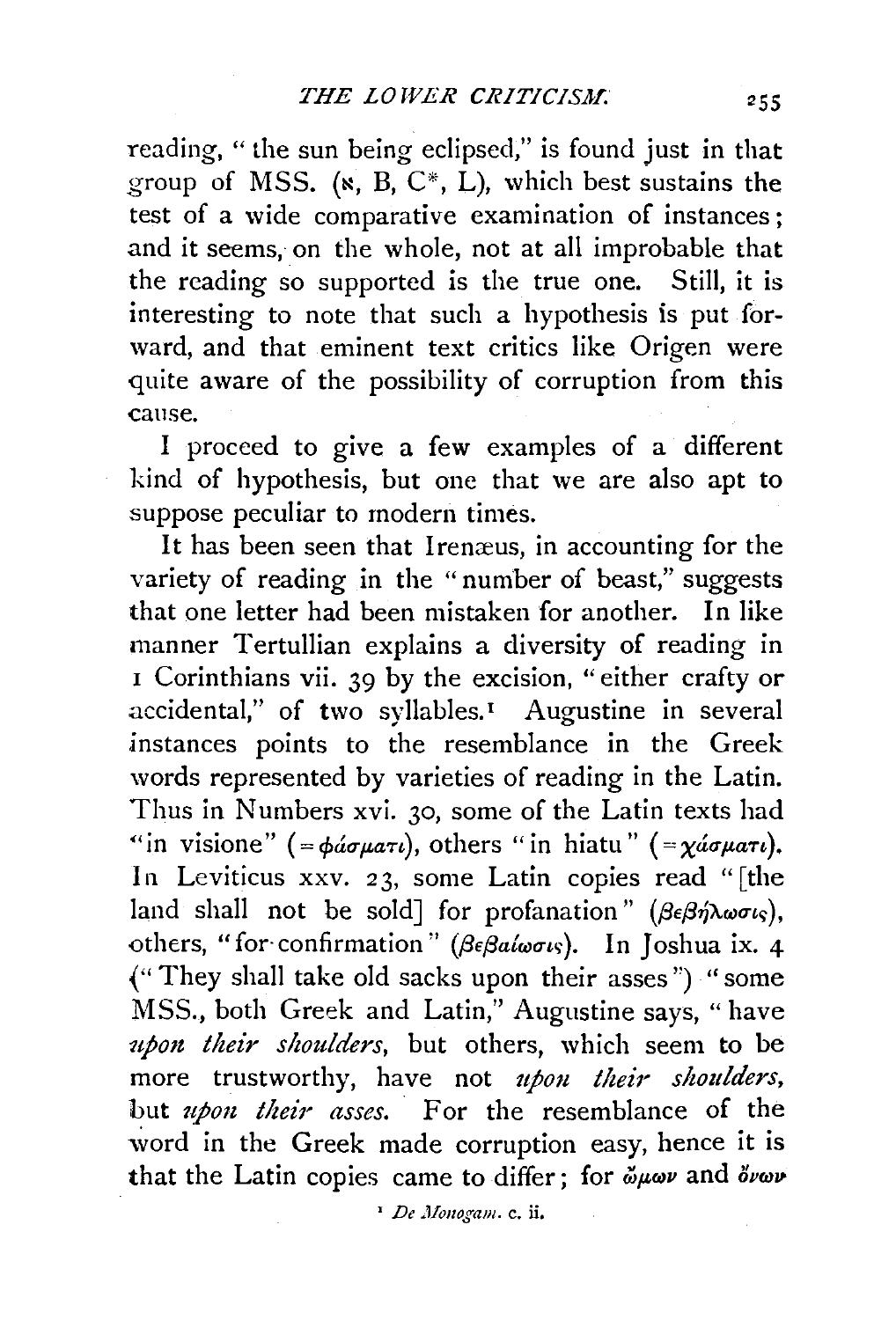reading, "the sun being eclipsed," is found just in that group of MSS. (ℵ, B, C*, L), which best sustains the test of a wide comparative examination of instances; and it seems, on the whole, not at all improbable that the reading so supported is the true one. Still, it is interesting to note that such a hypothesis is put forward, and that eminent text critics like Origen were quite aware of the possibility of corruption from this cause.

I proceed to give a few examples of a different kind of hypothesis, but one that we are also apt to suppose peculiar to modern times.

It has been seen that Irenæus, in accounting for the variety of reading in the "number of beast," suggests that one letter had been mistaken for another. In like manner Tertullian explains a diversity of reading in 1 Corinthians vii. 39 by the excision, "either crafty or accidental," of two syllables.[1] Augustine in several instances points to the resemblance in the Greek words represented by varieties of reading in the Latin. Thus in Numbers xvi. 30, some of the Latin texts had "in visione" (= φάσματι), others "in hiatu" (= χάσματι). In Leviticus xxv. 23, some Latin copies read "[the land shall not be sold] for profanation" (βεβήλωσις), others, "for confirmation" (βεβαίωσις). In Joshua ix. 4 ("They shall take old sacks upon their asses") "some MSS., both Greek and Latin," Augustine says, "have *upon their shoulders*, but others, which seem to be more trustworthy, have not *upon their shoulders*, but *upon their asses*. For the resemblance of the word in the Greek made corruption easy, hence it is that the Latin copies came to differ; for ὤμων and ὄνων

[1] *De Monogam.* c. ii.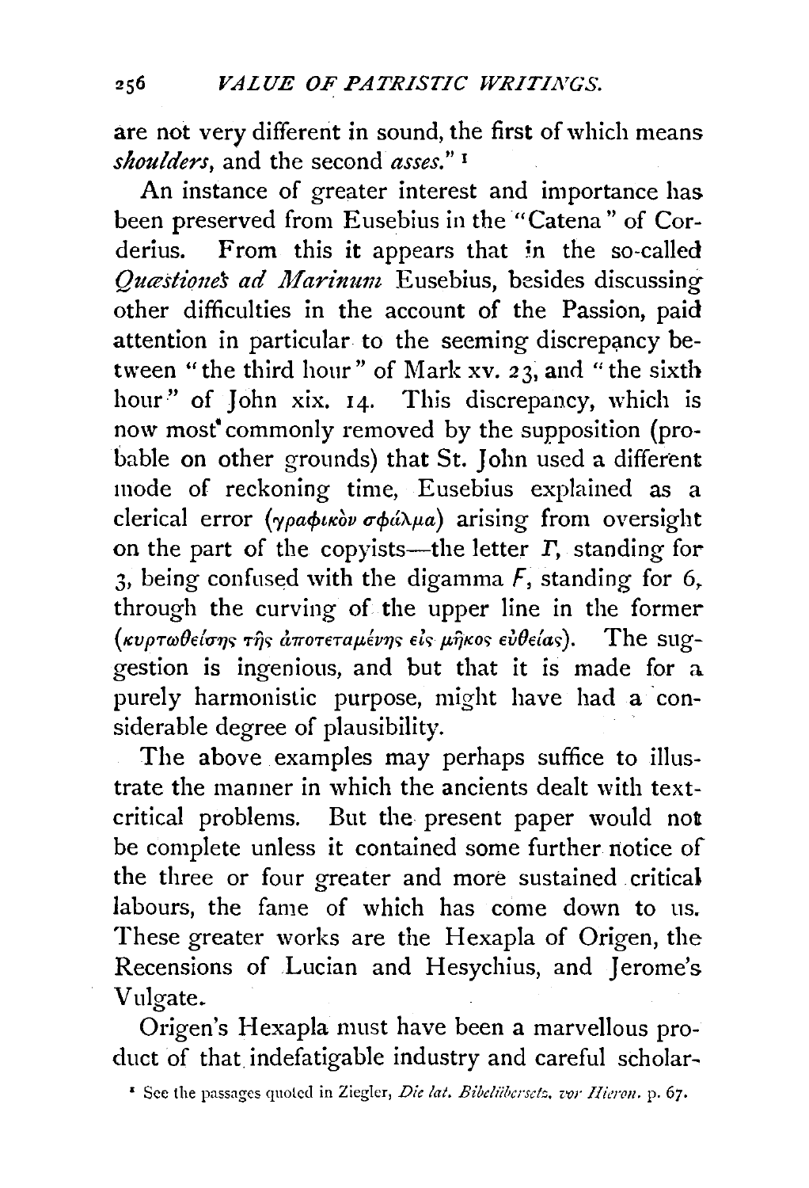are not very different in sound, the first of which means *shoulders*, and the second *asses*." [1]

An instance of greater interest and importance has been preserved from Eusebius in the "Catena" of Corderius. From this it appears that in the so-called *Quæstiones ad Marinum* Eusebius, besides discussing other difficulties in the account of the Passion, paid attention in particular to the seeming discrepancy between "the third hour" of Mark xv. 23, and "the sixth hour" of John xix. 14. This discrepancy, which is now most commonly removed by the supposition (probable on other grounds) that St. John used a different mode of reckoning time, Eusebius explained as a clerical error (γραφικὸν σφάλμα) arising from oversight on the part of the copyists—the letter *Γ*, standing for 3, being confused with the digamma *F*, standing for 6, through the curving of the upper line in the former (κυρτωθείσης τῆς ἀποτεταμένης εἰς μῆκος εὐθείας). The suggestion is ingenious, and but that it is made for a purely harmonistic purpose, might have had a considerable degree of plausibility.

The above examples may perhaps suffice to illustrate the manner in which the ancients dealt with text-critical problems. But the present paper would not be complete unless it contained some further notice of the three or four greater and more sustained critical labours, the fame of which has come down to us. These greater works are the Hexapla of Origen, the Recensions of Lucian and Hesychius, and Jerome's Vulgate.

Origen's Hexapla must have been a marvellous product of that indefatigable industry and careful scholar-

[1] See the passages quoted in Ziegler, *Die lat. Bibelübersetz. vor Hieron.* p. 67.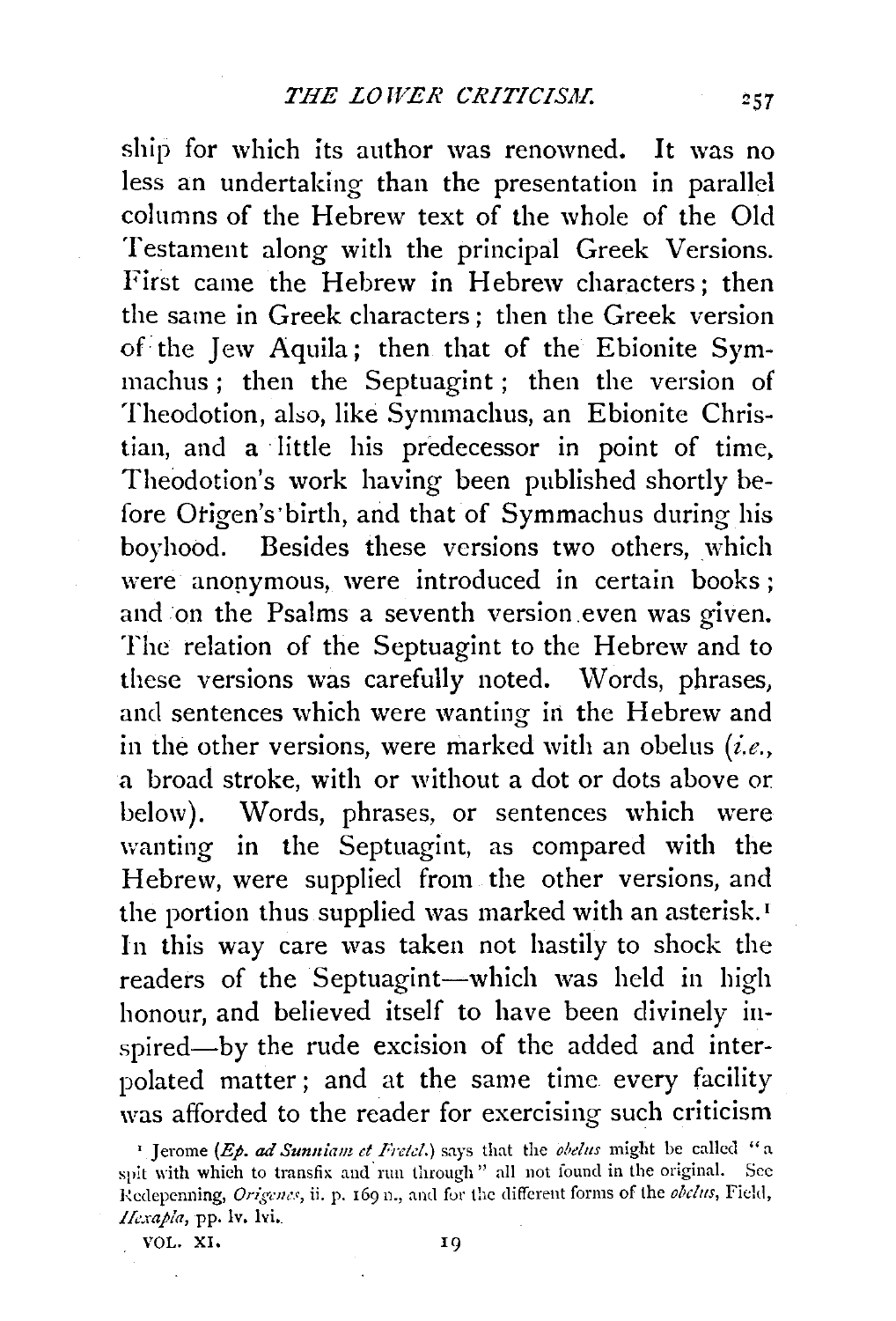ship for which its author was renowned. It was no less an undertaking than the presentation in parallel columns of the Hebrew text of the whole of the Old Testament along with the principal Greek Versions. First came the Hebrew in Hebrew characters; then the same in Greek characters; then the Greek version of the Jew Aquila; then that of the Ebionite Symmachus; then the Septuagint; then the version of Theodotion, also, like Symmachus, an Ebionite Christian, and a little his predecessor in point of time, Theodotion's work having been published shortly before Origen's birth, and that of Symmachus during his boyhood. Besides these versions two others, which were anonymous, were introduced in certain books; and on the Psalms a seventh version even was given. The relation of the Septuagint to the Hebrew and to these versions was carefully noted. Words, phrases, and sentences which were wanting in the Hebrew and in the other versions, were marked with an obelus (*i.e.*, a broad stroke, with or without a dot or dots above or below). Words, phrases, or sentences which were wanting in the Septuagint, as compared with the Hebrew, were supplied from the other versions, and the portion thus supplied was marked with an asterisk.[1] In this way care was taken not hastily to shock the readers of the Septuagint—which was held in high honour, and believed itself to have been divinely inspired—by the rude excision of the added and interpolated matter; and at the same time every facility was afforded to the reader for exercising such criticism

[1] Jerome (*Ep. ad Sunniam et Fretel.*) says that the *obelus* might be called "a spit with which to transfix and run through" all not found in the original. See Redepenning, *Origenes*, ii. p. 169 n., and for the different forms of the *obelus*, Field, *Hexapla*, pp. lv. lvi.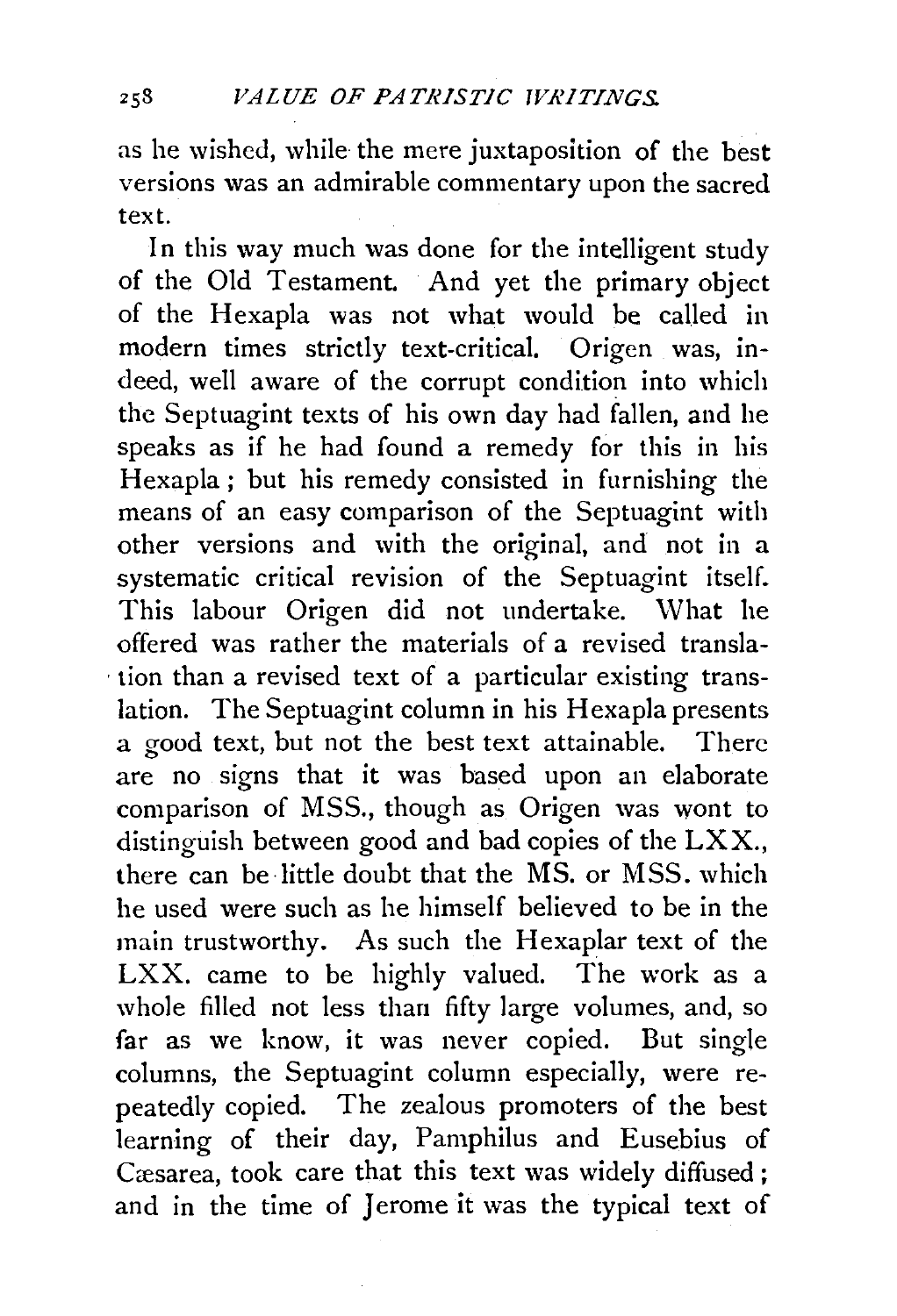as he wished, while the mere juxtaposition of the best versions was an admirable commentary upon the sacred text.

In this way much was done for the intelligent study of the Old Testament. And yet the primary object of the Hexapla was not what would be called in modern times strictly text-critical. Origen was, indeed, well aware of the corrupt condition into which the Septuagint texts of his own day had fallen, and he speaks as if he had found a remedy for this in his Hexapla; but his remedy consisted in furnishing the means of an easy comparison of the Septuagint with other versions and with the original, and not in a systematic critical revision of the Septuagint itself. This labour Origen did not undertake. What he offered was rather the materials of a revised translation than a revised text of a particular existing translation. The Septuagint column in his Hexapla presents a good text, but not the best text attainable. There are no signs that it was based upon an elaborate comparison of MSS., though as Origen was wont to distinguish between good and bad copies of the LXX., there can be little doubt that the MS. or MSS. which he used were such as he himself believed to be in the main trustworthy. As such the Hexaplar text of the LXX. came to be highly valued. The work as a whole filled not less than fifty large volumes, and, so far as we know, it was never copied. But single columns, the Septuagint column especially, were repeatedly copied. The zealous promoters of the best learning of their day, Pamphilus and Eusebius of Cæsarea, took care that this text was widely diffused; and in the time of Jerome it was the typical text of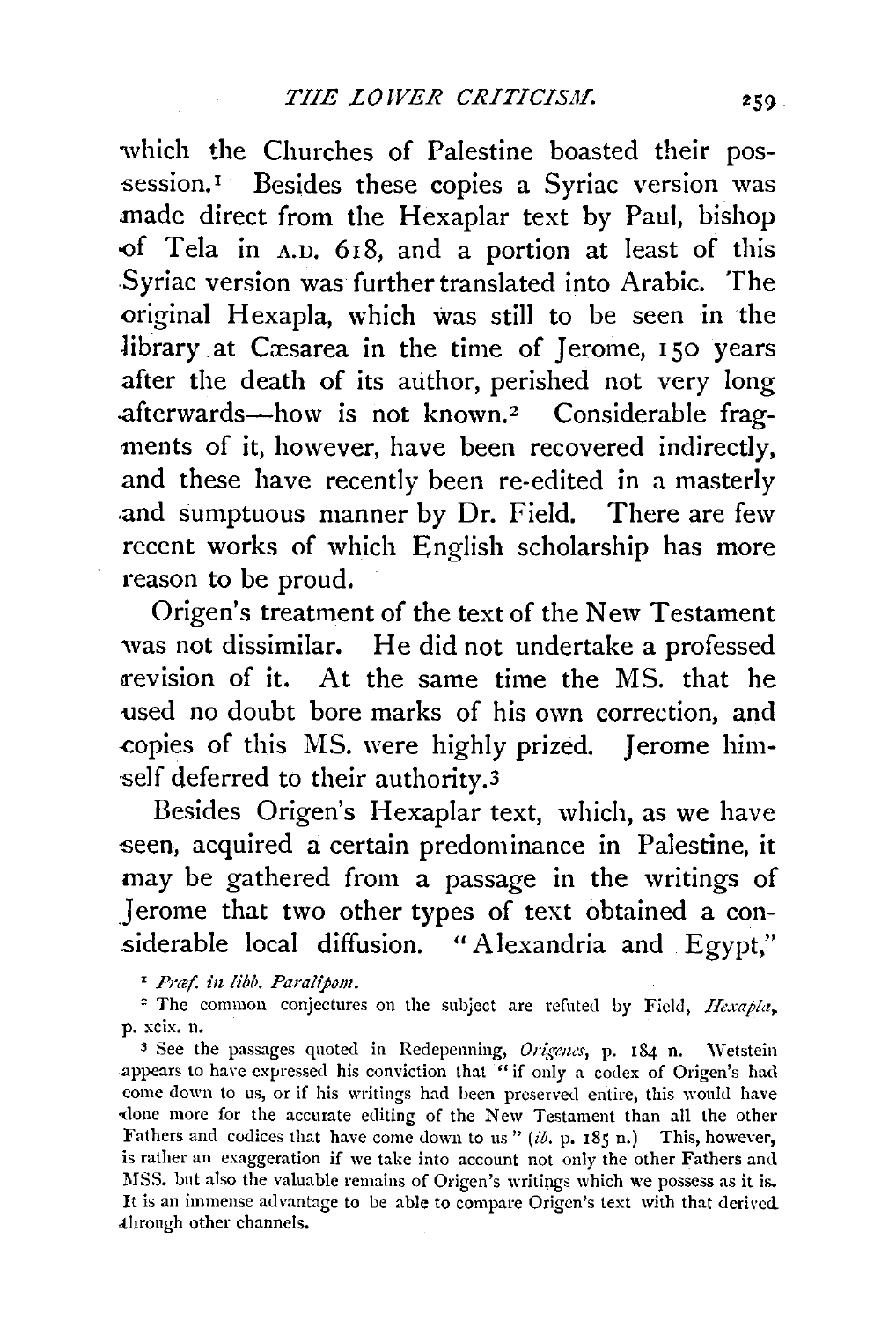which the Churches of Palestine boasted their possession.[1] Besides these copies a Syriac version was made direct from the Hexaplar text by Paul, bishop of Tela in A.D. 618, and a portion at least of this Syriac version was further translated into Arabic. The original Hexapla, which was still to be seen in the library at Cæsarea in the time of Jerome, 150 years after the death of its author, perished not very long afterwards—how is not known.[2] Considerable fragments of it, however, have been recovered indirectly, and these have recently been re-edited in a masterly and sumptuous manner by Dr. Field. There are few recent works of which English scholarship has more reason to be proud.

Origen's treatment of the text of the New Testament was not dissimilar. He did not undertake a professed revision of it. At the same time the MS. that he used no doubt bore marks of his own correction, and copies of this MS. were highly prized. Jerome himself deferred to their authority.[3]

Besides Origen's Hexaplar text, which, as we have seen, acquired a certain predominance in Palestine, it may be gathered from a passage in the writings of Jerome that two other types of text obtained a considerable local diffusion. "Alexandria and Egypt,"

[1] *Præf. in libb. Paralipom.*

[2] The common conjectures on the subject are refuted by Field, *Hexapla*, p. xcix. n.

[3] See the passages quoted in Redepenning, *Origenes*, p. 184 n. Wetstein appears to have expressed his conviction that "if only a codex of Origen's had come down to us, or if his writings had been preserved entire, this would have done more for the accurate editing of the New Testament than all the other Fathers and codices that have come down to us" (*ib.* p. 185 n.) This, however, is rather an exaggeration if we take into account not only the other Fathers and MSS. but also the valuable remains of Origen's writings which we possess as it is. It is an immense advantage to be able to compare Origen's text with that derived through other channels.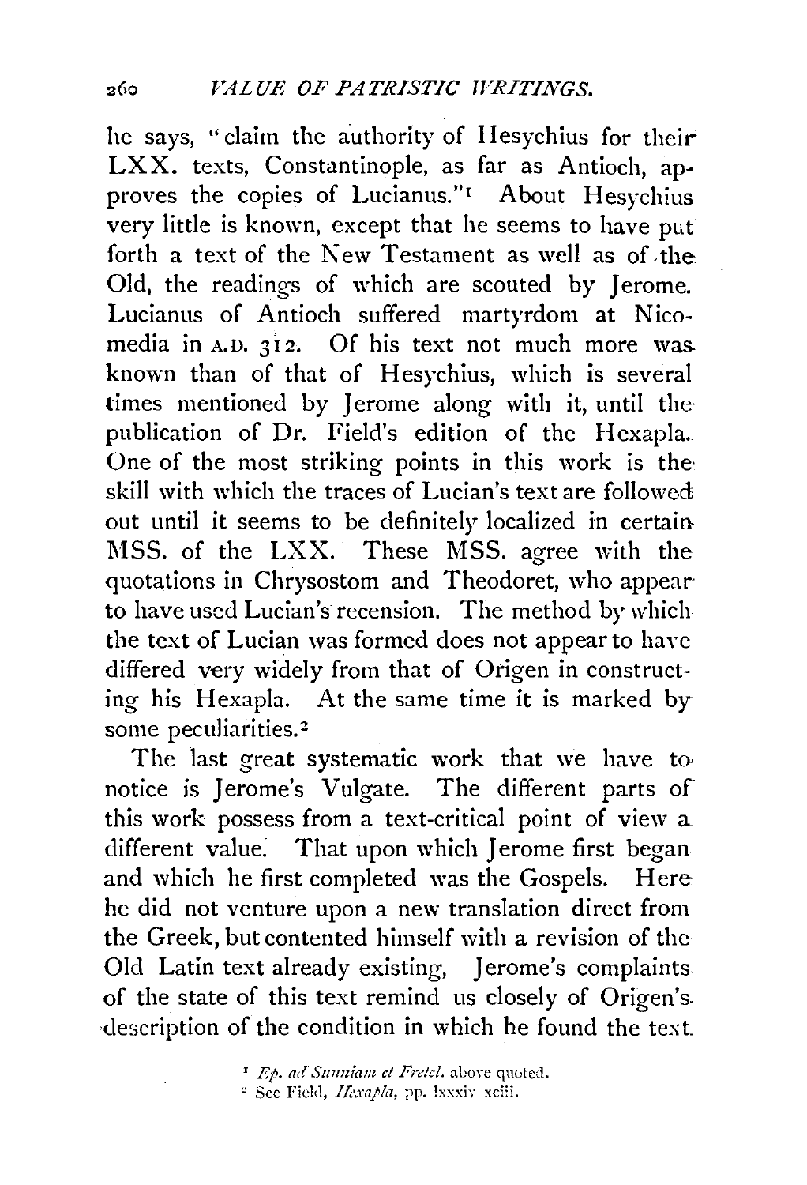he says, "claim the authority of Hesychius for their LXX. texts, Constantinople, as far as Antioch, approves the copies of Lucianus."[1] About Hesychius very little is known, except that he seems to have put forth a text of the New Testament as well as of the Old, the readings of which are scouted by Jerome. Lucianus of Antioch suffered martyrdom at Nicomedia in A.D. 312. Of his text not much more was known than of that of Hesychius, which is several times mentioned by Jerome along with it, until the publication of Dr. Field's edition of the Hexapla. One of the most striking points in this work is the skill with which the traces of Lucian's text are followed out until it seems to be definitely localized in certain MSS. of the LXX. These MSS. agree with the quotations in Chrysostom and Theodoret, who appear to have used Lucian's recension. The method by which the text of Lucian was formed does not appear to have differed very widely from that of Origen in constructing his Hexapla. At the same time it is marked by some peculiarities.[2]

The last great systematic work that we have to notice is Jerome's Vulgate. The different parts of this work possess from a text-critical point of view a different value. That upon which Jerome first began and which he first completed was the Gospels. Here he did not venture upon a new translation direct from the Greek, but contented himself with a revision of the Old Latin text already existing, Jerome's complaints of the state of this text remind us closely of Origen's description of the condition in which he found the text.

[1] *Ep. ad Sunniam et Fretel.* above quoted.

[2] See Field, *Hexapla*, pp. lxxxiv–xciii.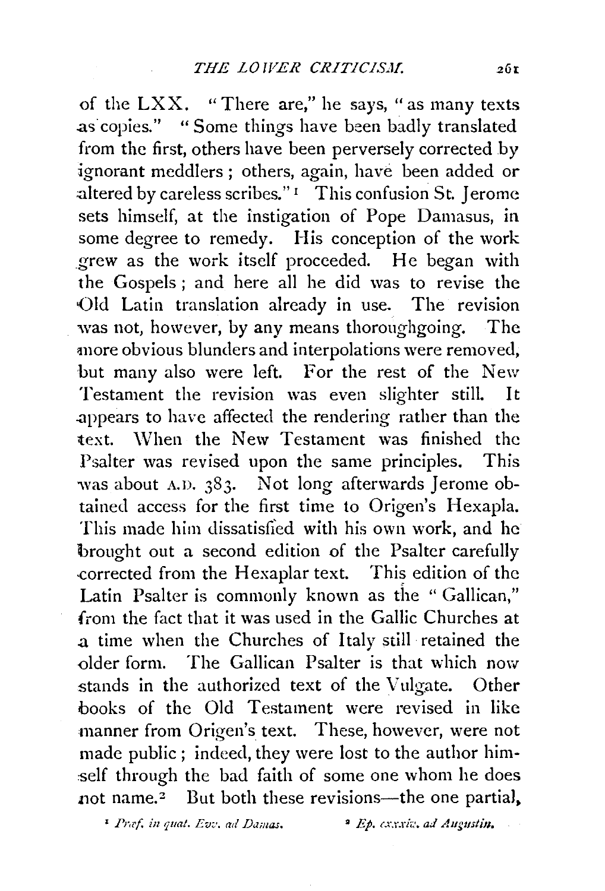of the LXX. "There are," he says, "as many texts as copies." "Some things have been badly translated from the first, others have been perversely corrected by ignorant meddlers; others, again, have been added or altered by careless scribes."[1] This confusion St. Jerome sets himself, at the instigation of Pope Damasus, in some degree to remedy. His conception of the work grew as the work itself proceeded. He began with the Gospels; and here all he did was to revise the Old Latin translation already in use. The revision was not, however, by any means thoroughgoing. The more obvious blunders and interpolations were removed, but many also were left. For the rest of the New Testament the revision was even slighter still. It appears to have affected the rendering rather than the text. When the New Testament was finished the Psalter was revised upon the same principles. This was about A.D. 383. Not long afterwards Jerome obtained access for the first time to Origen's Hexapla. This made him dissatisfied with his own work, and he brought out a second edition of the Psalter carefully corrected from the Hexaplar text. This edition of the Latin Psalter is commonly known as the "Gallican," from the fact that it was used in the Gallic Churches at a time when the Churches of Italy still retained the older form. The Gallican Psalter is that which now stands in the authorized text of the Vulgate. Other books of the Old Testament were revised in like manner from Origen's text. These, however, were not made public; indeed, they were lost to the author himself through the bad faith of some one whom he does not name.[2] But both these revisions—the one partial,

[1] *Præf. in quat. Evv. ad Damas.* [2] *Ep. cxxxiv. ad Augustin.*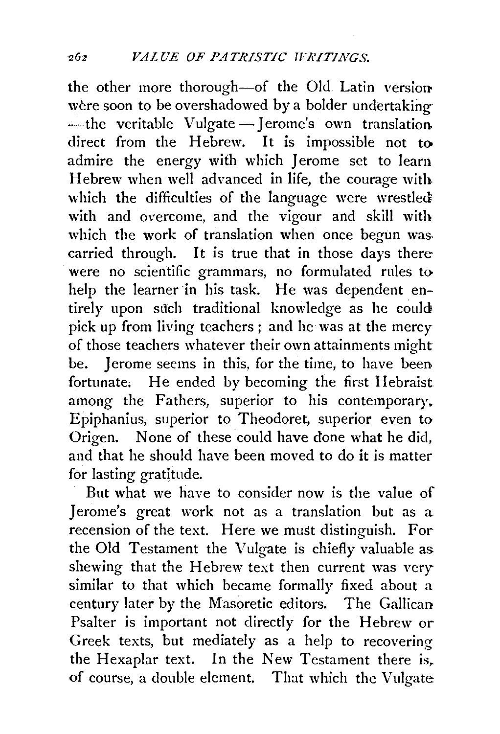the other more thorough—of the Old Latin version were soon to be overshadowed by a bolder undertaking—the veritable Vulgate—Jerome's own translation direct from the Hebrew. It is impossible not to admire the energy with which Jerome set to learn Hebrew when well advanced in life, the courage with which the difficulties of the language were wrestled with and overcome, and the vigour and skill with which the work of translation when once begun was carried through. It is true that in those days there were no scientific grammars, no formulated rules to help the learner in his task. He was dependent entirely upon such traditional knowledge as he could pick up from living teachers; and he was at the mercy of those teachers whatever their own attainments might be. Jerome seems in this, for the time, to have been fortunate. He ended by becoming the first Hebraist among the Fathers, superior to his contemporary, Epiphanius, superior to Theodoret, superior even to Origen. None of these could have done what he did, and that he should have been moved to do it is matter for lasting gratitude.

But what we have to consider now is the value of Jerome's great work not as a translation but as a recension of the text. Here we must distinguish. For the Old Testament the Vulgate is chiefly valuable as shewing that the Hebrew text then current was very similar to that which became formally fixed about a century later by the Masoretic editors. The Gallican Psalter is important not directly for the Hebrew or Greek texts, but mediately as a help to recovering the Hexaplar text. In the New Testament there is, of course, a double element. That which the Vulgate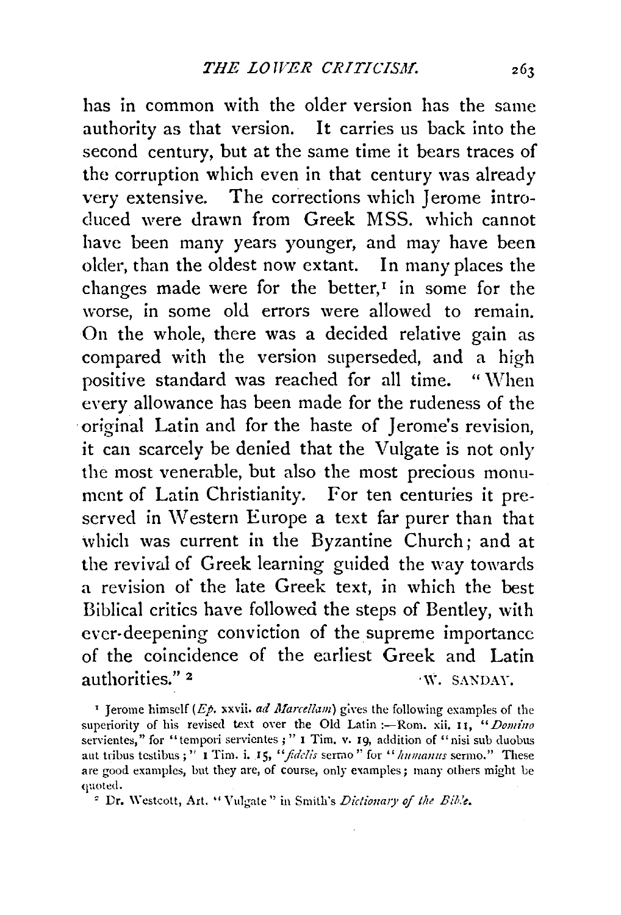has in common with the older version has the same authority as that version. It carries us back into the second century, but at the same time it bears traces of the corruption which even in that century was already very extensive. The corrections which Jerome introduced were drawn from Greek MSS. which cannot have been many years younger, and may have been older, than the oldest now extant. In many places the changes made were for the better,[1] in some for the worse, in some old errors were allowed to remain. On the whole, there was a decided relative gain as compared with the version superseded, and a high positive standard was reached for all time. "When every allowance has been made for the rudeness of the original Latin and for the haste of Jerome's revision, it can scarcely be denied that the Vulgate is not only the most venerable, but also the most precious monument of Latin Christianity. For ten centuries it preserved in Western Europe a text far purer than that which was current in the Byzantine Church; and at the revival of Greek learning guided the way towards a revision of the late Greek text, in which the best Biblical critics have followed the steps of Bentley, with ever-deepening conviction of the supreme importance of the coincidence of the earliest Greek and Latin authorities."[2]

W. SANDAY.

[1] Jerome himself (*Ep.* xxvii. *ad Marcellam*) gives the following examples of the superiority of his revised text over the Old Latin :—Rom. xii. 11, "*Domino* servientes," for "tempori servientes;" 1 Tim. v. 19, addition of "nisi sub duobus aut tribus testibus;" 1 Tim. i. 15, "*fidelis* sermo" for "*humanus* sermo." These are good examples, but they are, of course, only examples; many others might be quoted.

[2] Dr. Westcott, Art. "Vulgate" in Smith's *Dictionary of the Bible.*